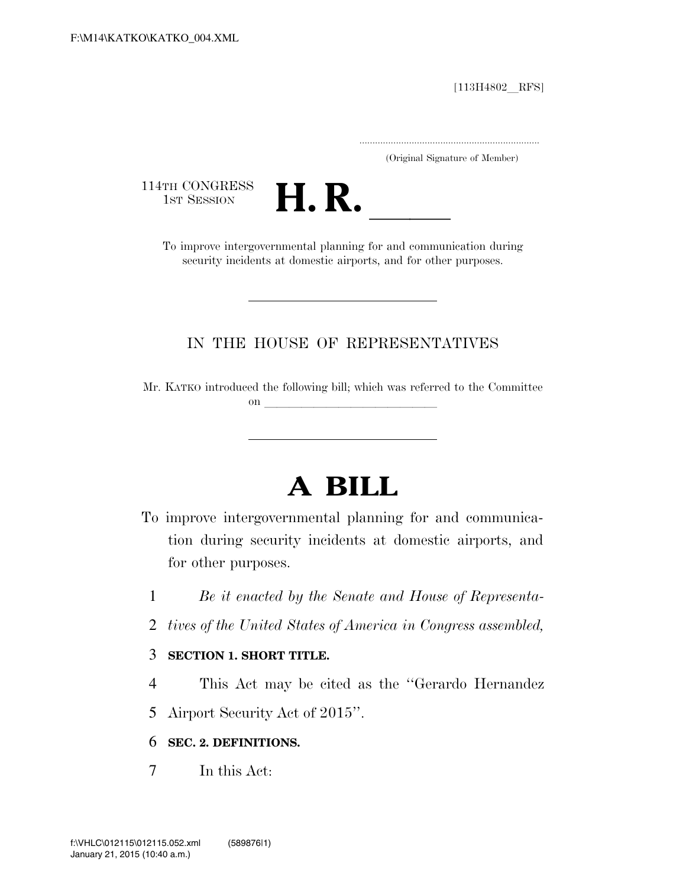F:\M14\KATKO\KATKO_004.XML

[113H4802__RFS]

.....................................................................
(Original Signature of Member)

114TH CONGRESS
1ST SESSION

# H. R. \_\_\_\_\_\_

To improve intergovernmental planning for and communication during security incidents at domestic airports, and for other purposes.

---

IN THE HOUSE OF REPRESENTATIVES

Mr. KATKO introduced the following bill; which was referred to the Committee on \_\_\_\_\_\_\_\_\_\_\_\_\_\_\_\_\_\_\_\_\_\_\_\_\_\_\_\_\_\_

---

# A BILL

To improve intergovernmental planning for and communication during security incidents at domestic airports, and for other purposes.

1 *Be it enacted by the Senate and House of Representa-*
2 *tives of the United States of America in Congress assembled,*

3 **SECTION 1. SHORT TITLE.**

4 This Act may be cited as the ''Gerardo Hernandez
5 Airport Security Act of 2015''.

6 **SEC. 2. DEFINITIONS.**

7 In this Act:

f:\VHLC\012115\012115.052.xml (589876|1)
January 21, 2015 (10:40 a.m.)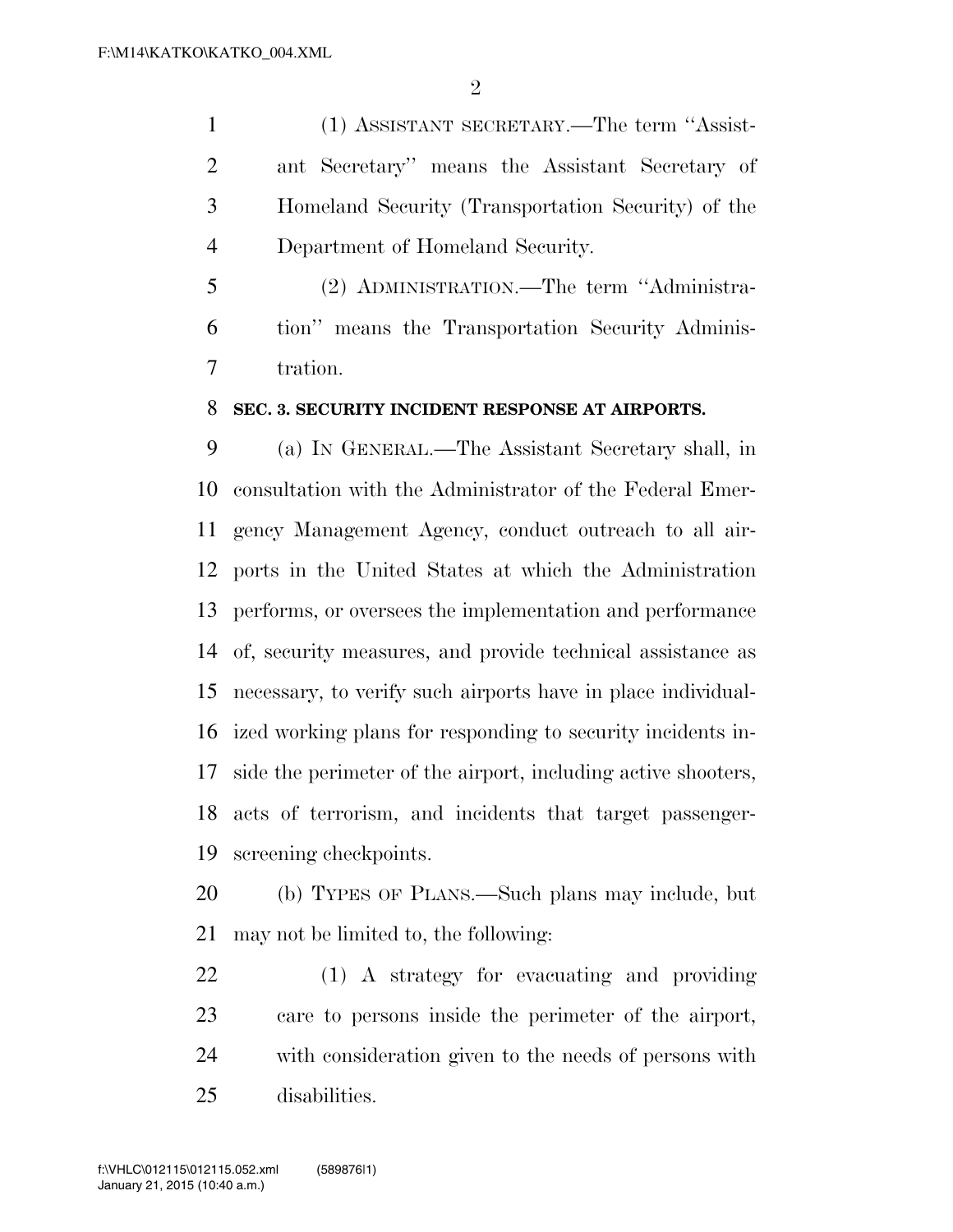(1) ASSISTANT SECRETARY.—The term "Assistant Secretary" means the Assistant Secretary of Homeland Security (Transportation Security) of the Department of Homeland Security.

(2) ADMINISTRATION.—The term "Administration" means the Transportation Security Administration.

**SEC. 3. SECURITY INCIDENT RESPONSE AT AIRPORTS.**

(a) IN GENERAL.—The Assistant Secretary shall, in consultation with the Administrator of the Federal Emergency Management Agency, conduct outreach to all airports in the United States at which the Administration performs, or oversees the implementation and performance of, security measures, and provide technical assistance as necessary, to verify such airports have in place individualized working plans for responding to security incidents inside the perimeter of the airport, including active shooters, acts of terrorism, and incidents that target passenger-screening checkpoints.

(b) TYPES OF PLANS.—Such plans may include, but may not be limited to, the following:

(1) A strategy for evacuating and providing care to persons inside the perimeter of the airport, with consideration given to the needs of persons with disabilities.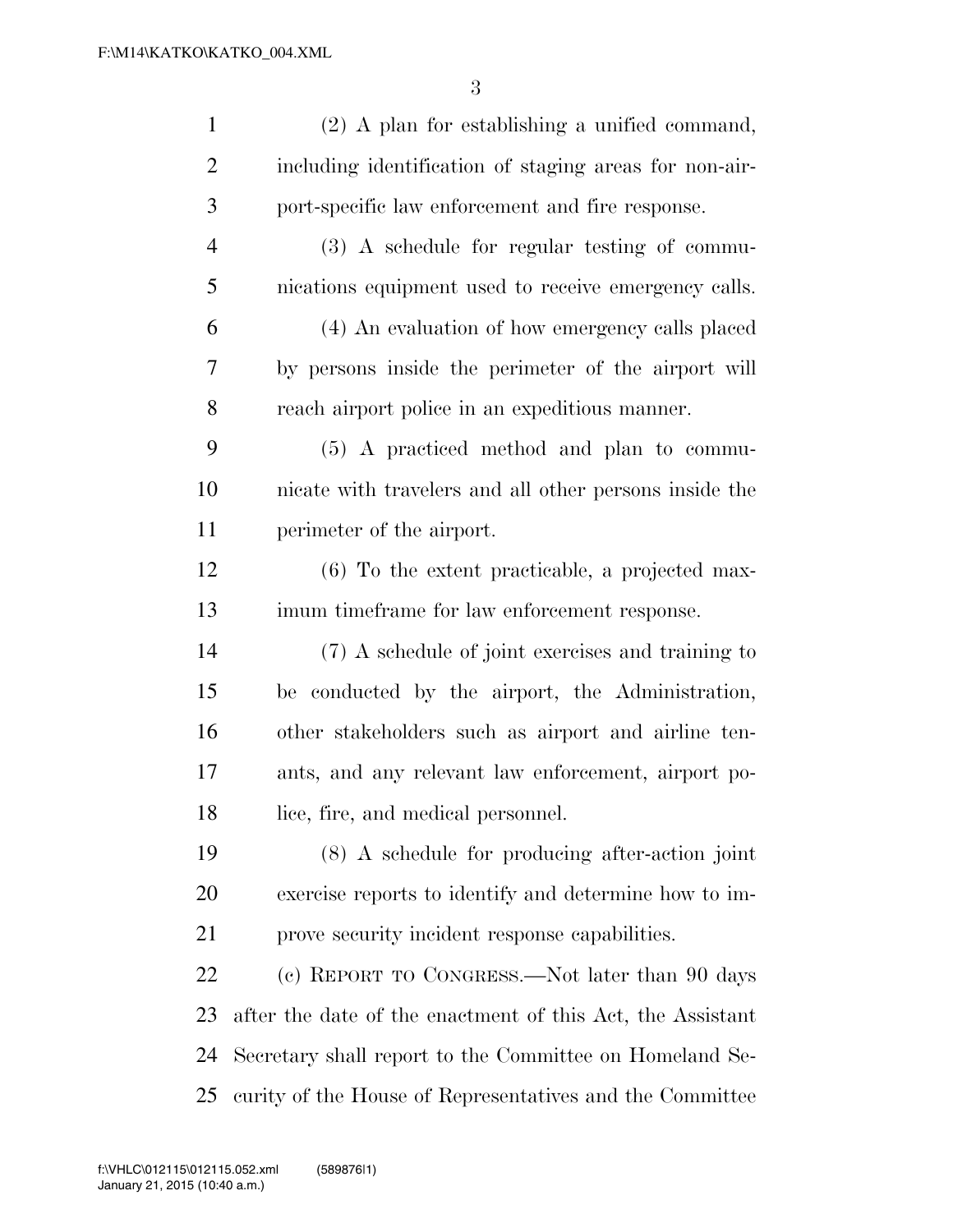(2) A plan for establishing a unified command, including identification of staging areas for non-airport-specific law enforcement and fire response.

(3) A schedule for regular testing of communications equipment used to receive emergency calls.

(4) An evaluation of how emergency calls placed by persons inside the perimeter of the airport will reach airport police in an expeditious manner.

(5) A practiced method and plan to communicate with travelers and all other persons inside the perimeter of the airport.

(6) To the extent practicable, a projected maximum timeframe for law enforcement response.

(7) A schedule of joint exercises and training to be conducted by the airport, the Administration, other stakeholders such as airport and airline tenants, and any relevant law enforcement, airport police, fire, and medical personnel.

(8) A schedule for producing after-action joint exercise reports to identify and determine how to improve security incident response capabilities.

(c) REPORT TO CONGRESS.—Not later than 90 days after the date of the enactment of this Act, the Assistant Secretary shall report to the Committee on Homeland Security of the House of Representatives and the Committee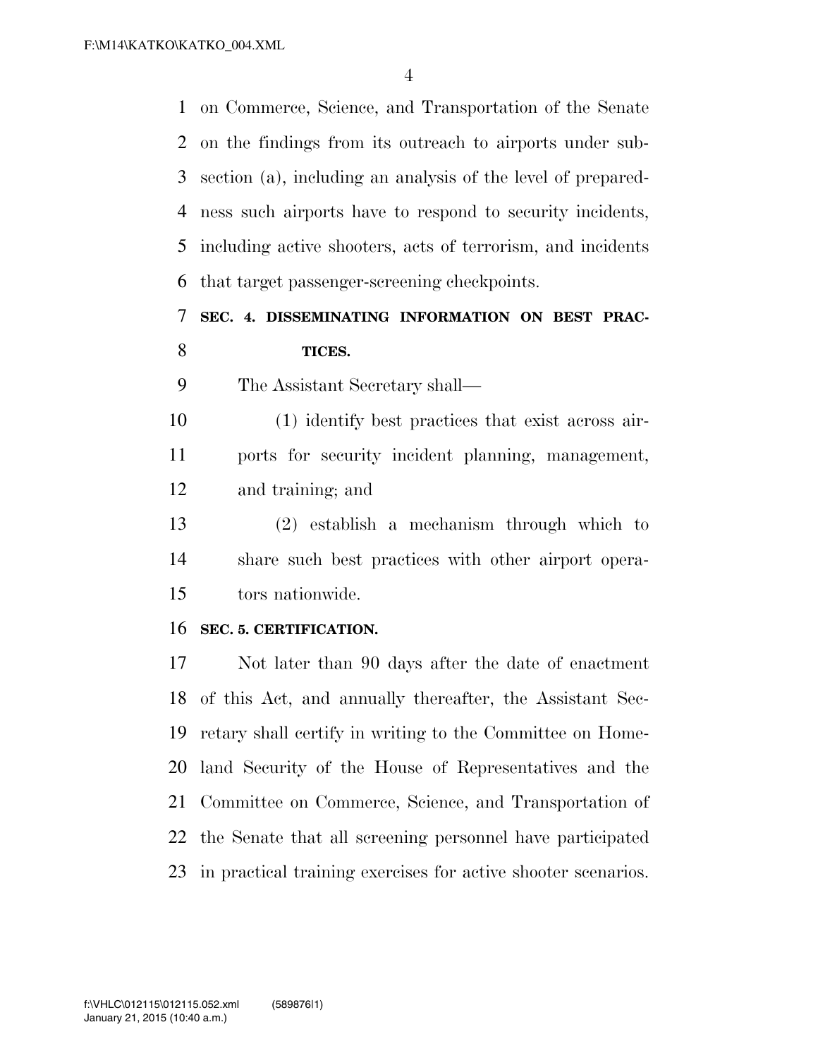on Commerce, Science, and Transportation of the Senate on the findings from its outreach to airports under subsection (a), including an analysis of the level of preparedness such airports have to respond to security incidents, including active shooters, acts of terrorism, and incidents that target passenger-screening checkpoints.

### SEC. 4. DISSEMINATING INFORMATION ON BEST PRACTICES.

The Assistant Secretary shall—

(1) identify best practices that exist across airports for security incident planning, management, and training; and

(2) establish a mechanism through which to share such best practices with other airport operators nationwide.

### SEC. 5. CERTIFICATION.

Not later than 90 days after the date of enactment of this Act, and annually thereafter, the Assistant Secretary shall certify in writing to the Committee on Homeland Security of the House of Representatives and the Committee on Commerce, Science, and Transportation of the Senate that all screening personnel have participated in practical training exercises for active shooter scenarios.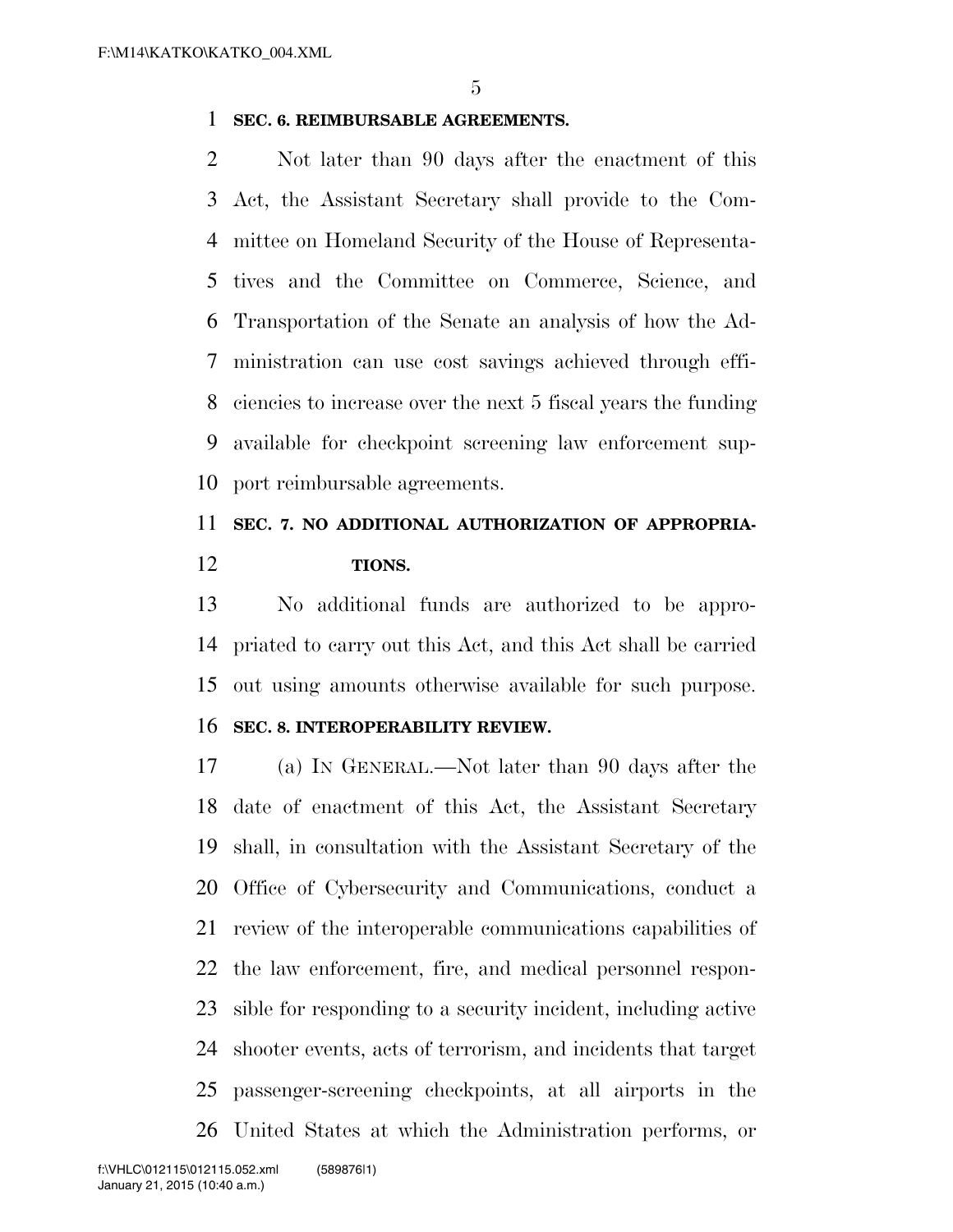**SEC. 6. REIMBURSABLE AGREEMENTS.**

Not later than 90 days after the enactment of this Act, the Assistant Secretary shall provide to the Committee on Homeland Security of the House of Representatives and the Committee on Commerce, Science, and Transportation of the Senate an analysis of how the Administration can use cost savings achieved through efficiencies to increase over the next 5 fiscal years the funding available for checkpoint screening law enforcement support reimbursable agreements.

**SEC. 7. NO ADDITIONAL AUTHORIZATION OF APPROPRIATIONS.**

No additional funds are authorized to be appropriated to carry out this Act, and this Act shall be carried out using amounts otherwise available for such purpose.

**SEC. 8. INTEROPERABILITY REVIEW.**

(a) IN GENERAL.—Not later than 90 days after the date of enactment of this Act, the Assistant Secretary shall, in consultation with the Assistant Secretary of the Office of Cybersecurity and Communications, conduct a review of the interoperable communications capabilities of the law enforcement, fire, and medical personnel responsible for responding to a security incident, including active shooter events, acts of terrorism, and incidents that target passenger-screening checkpoints, at all airports in the United States at which the Administration performs, or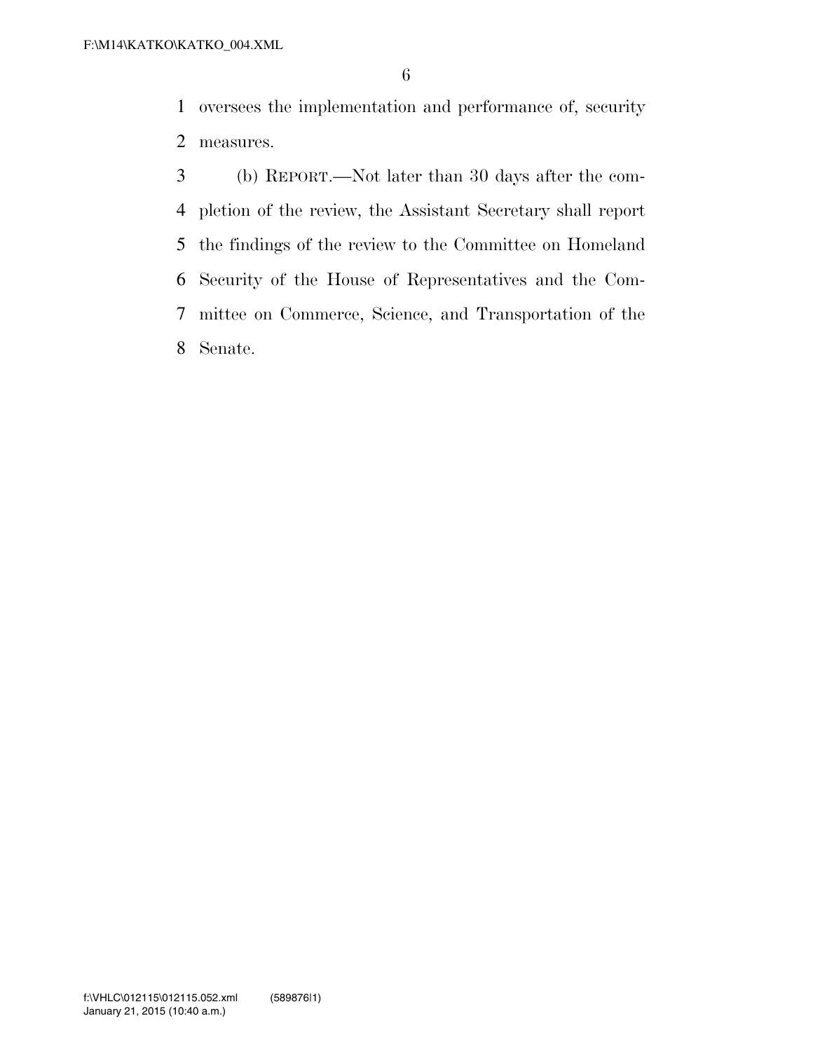oversees the implementation and performance of, security measures.

(b) REPORT.—Not later than 30 days after the completion of the review, the Assistant Secretary shall report the findings of the review to the Committee on Homeland Security of the House of Representatives and the Committee on Commerce, Science, and Transportation of the Senate.